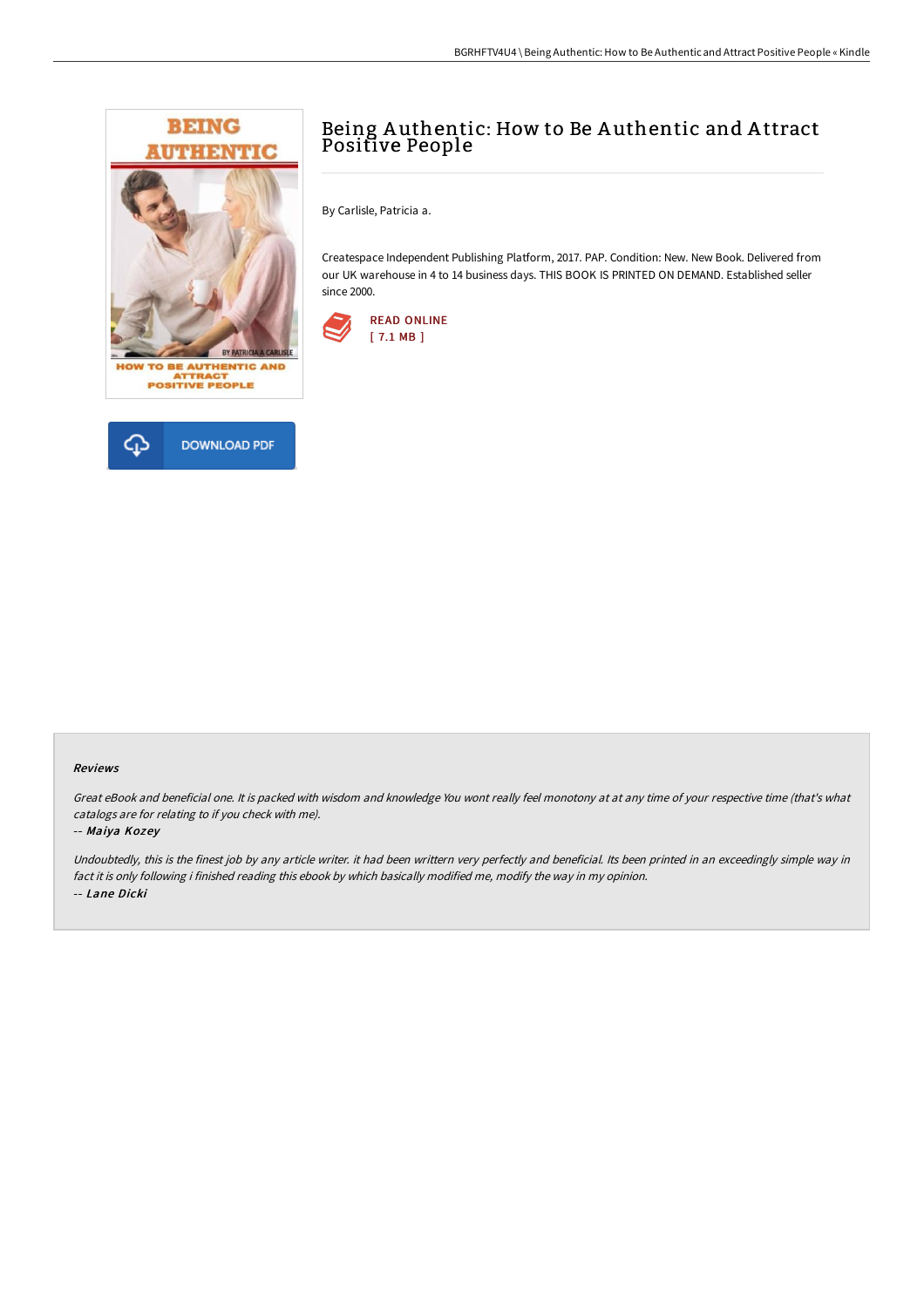# Being Authentic: How to Be Authentic and Attract Positive People

By Carlisle, Patricia a.

Createspace Independent Publishing Platform, 2017. PAP. Condition: New. New Book. Delivered from our UK warehouse in 4 to 14 business days. THIS BOOK IS PRINTED ON DEMAND. Established seller since 2000.

READ ONLINE
[ 7.1 MB ]

DOWNLOAD PDF

## Reviews

*Great eBook and beneficial one. It is packed with wisdom and knowledge You wont really feel monotony at at any time of your respective time (that's what catalogs are for relating to if you check with me).*

-- *Maiya Kozey*

*Undoubtedly, this is the finest job by any article writer. it had been writtern very perfectly and beneficial. Its been printed in an exceedingly simple way in fact it is only following i finished reading this ebook by which basically modified me, modify the way in my opinion.*

-- *Lane Dicki*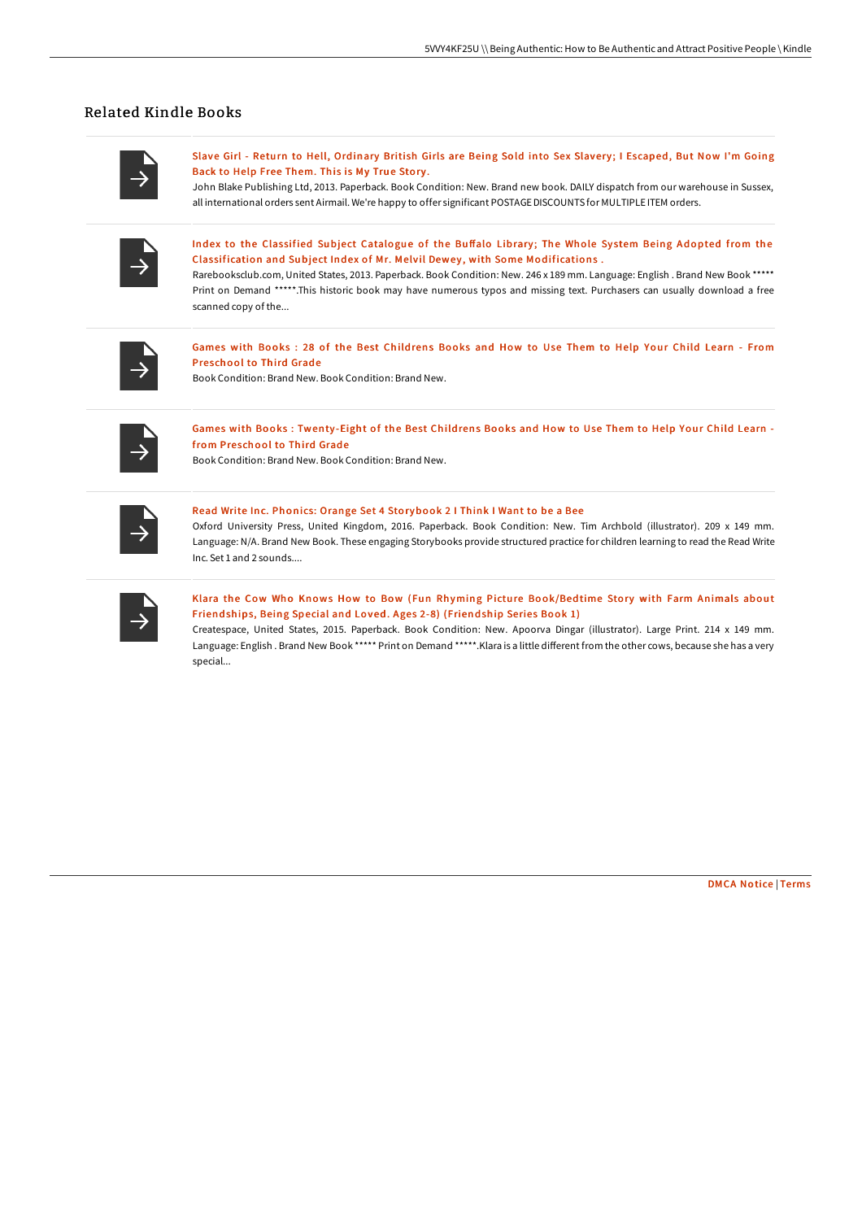## Related Kindle Books

**Slave Girl - Return to Hell, Ordinary British Girls are Being Sold into Sex Slavery; I Escaped, But Now I'm Going Back to Help Free Them. This is My True Story.**

John Blake Publishing Ltd, 2013. Paperback. Book Condition: New. Brand new book. DAILY dispatch from our warehouse in Sussex, all international orders sent Airmail. We're happy to offer significant POSTAGE DISCOUNTS for MULTIPLE ITEM orders.

**Index to the Classified Subject Catalogue of the Buffalo Library; The Whole System Being Adopted from the Classification and Subject Index of Mr. Melvil Dewey, with Some Modifications .**

Rarebooksclub.com, United States, 2013. Paperback. Book Condition: New. 246 x 189 mm. Language: English . Brand New Book ***** Print on Demand *****.This historic book may have numerous typos and missing text. Purchasers can usually download a free scanned copy of the...

**Games with Books : 28 of the Best Childrens Books and How to Use Them to Help Your Child Learn - From Preschool to Third Grade**

Book Condition: Brand New. Book Condition: Brand New.

**Games with Books : Twenty-Eight of the Best Childrens Books and How to Use Them to Help Your Child Learn - from Preschool to Third Grade**

Book Condition: Brand New. Book Condition: Brand New.

**Read Write Inc. Phonics: Orange Set 4 Storybook 2 I Think I Want to be a Bee**

Oxford University Press, United Kingdom, 2016. Paperback. Book Condition: New. Tim Archbold (illustrator). 209 x 149 mm. Language: N/A. Brand New Book. These engaging Storybooks provide structured practice for children learning to read the Read Write Inc. Set 1 and 2 sounds....

**Klara the Cow Who Knows How to Bow (Fun Rhyming Picture Book/Bedtime Story with Farm Animals about Friendships, Being Special and Loved. Ages 2-8) (Friendship Series Book 1)**

Createspace, United States, 2015. Paperback. Book Condition: New. Apoorva Dingar (illustrator). Large Print. 214 x 149 mm. Language: English . Brand New Book ***** Print on Demand *****.Klara is a little different from the other cows, because she has a very special...

DMCA Notice | Terms